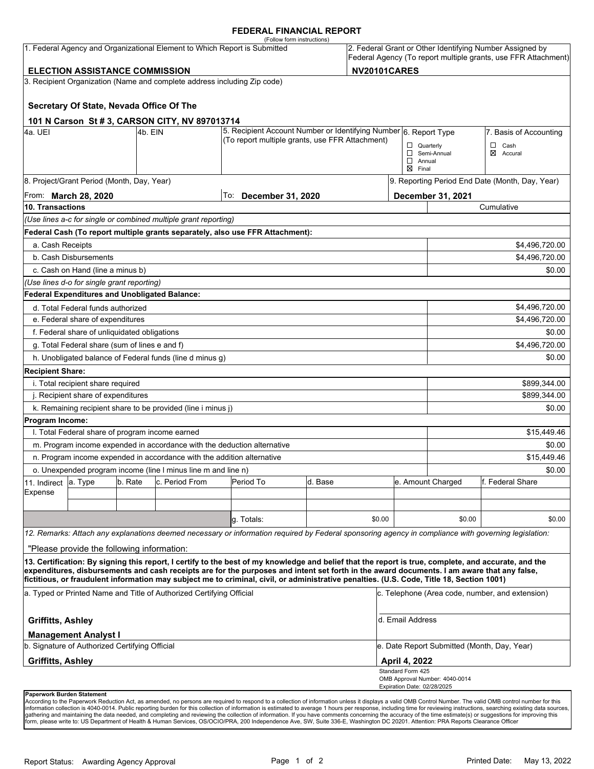# FEDERAL FINANCIAL REPORT

(Follow form instructions)

| | |
|---|---|
| 1. Federal Agency and Organizational Element to Which Report is Submitted<br>**ELECTION ASSISTANCE COMMISSION** | 2. Federal Grant or Other Identifying Number Assigned by Federal Agency (To report multiple grants, use FFR Attachment)<br>**NV20101CARES** |

3. Recipient Organization (Name and complete address including Zip code)

**Secretary Of State, Nevada Office Of The**

**101 N Carson St # 3, CARSON CITY, NV 897013714**

| 4a. UEI | 4b. EIN | 5. Recipient Account Number or Identifying Number (To report multiple grants, use FFR Attachment) | 6. Report Type | 7. Basis of Accounting |
|---|---|---|---|---|
| | | | ☐ Quarterly<br>☐ Semi-Annual<br>☐ Annual<br>☒ Final | ☐ Cash<br>☒ Accural |

| 8. Project/Grant Period (Month, Day, Year) | | 9. Reporting Period End Date (Month, Day, Year) |
|---|---|---|
| From: **March 28, 2020** | To: **December 31, 2020** | **December 31, 2021** |

| **10. Transactions** | Cumulative |
|---|---|
| *(Use lines a-c for single or combined multiple grant reporting)* | |
| **Federal Cash (To report multiple grants separately, also use FFR Attachment):** | |
| a. Cash Receipts | $4,496,720.00 |
| b. Cash Disbursements | $4,496,720.00 |
| c. Cash on Hand (line a minus b) | $0.00 |
| *(Use lines d-o for single grant reporting)* | |
| **Federal Expenditures and Unobligated Balance:** | |
| d. Total Federal funds authorized | $4,496,720.00 |
| e. Federal share of expenditures | $4,496,720.00 |
| f. Federal share of unliquidated obligations | $0.00 |
| g. Total Federal share (sum of lines e and f) | $4,496,720.00 |
| h. Unobligated balance of Federal funds (line d minus g) | $0.00 |
| **Recipient Share:** | |
| i. Total recipient share required | $899,344.00 |
| j. Recipient share of expenditures | $899,344.00 |
| k. Remaining recipient share to be provided (line i minus j) | $0.00 |
| **Program Income:** | |
| l. Total Federal share of program income earned | $15,449.46 |
| m. Program income expended in accordance with the deduction alternative | $0.00 |
| n. Program income expended in accordance with the addition alternative | $15,449.46 |
| o. Unexpended program income (line l minus line m and line n) | $0.00 |

| 11. Indirect Expense | a. Type | b. Rate | c. Period From | Period To | d. Base | e. Amount Charged | f. Federal Share |
|---|---|---|---|---|---|---|---|
| | | | | | | | |
| | | | | | | | |
| | | | | g. Totals: | $0.00 | $0.00 | $0.00 |

*12. Remarks: Attach any explanations deemed necessary or information required by Federal sponsoring agency in compliance with governing legislation:*

"Please provide the following information:

**13. Certification: By signing this report, I certify to the best of my knowledge and belief that the report is true, complete, and accurate, and the expenditures, disbursements and cash receipts are for the purposes and intent set forth in the award documents. I am aware that any false, fictitious, or fraudulent information may subject me to criminal, civil, or administrative penalties. (U.S. Code, Title 18, Section 1001)**

| | |
|---|---|
| a. Typed or Printed Name and Title of Authorized Certifying Official<br>**Griffitts, Ashley**<br>**Management Analyst I** | c. Telephone (Area code, number, and extension)<br><br>d. Email Address |
| b. Signature of Authorized Certifying Official<br>**Griffitts, Ashley** | e. Date Report Submitted (Month, Day, Year)<br>**April 4, 2022** |

Standard Form 425
OMB Approval Number: 4040-0014
Expiration Date: 02/28/2025

**Paperwork Burden Statement**
According to the Paperwork Reduction Act, as amended, no persons are required to respond to a collection of information unless it displays a valid OMB Control Number. The valid OMB control number for this information collection is 4040-0014. Public reporting burden for this collection of information is estimated to average 1 hours per response, including time for reviewing instructions, searching existing data sources, gathering and maintaining the data needed, and completing and reviewing the collection of information. If you have comments concerning the accuracy of the time estimate(s) or suggestions for improving this form, please write to: US Department of Health & Human Services, OS/OCIO/PRA, 200 Independence Ave, SW, Suite 336-E, Washington DC 20201. Attention: PRA Reports Clearance Officer

Report Status: Awarding Agency Approval

Printed Date: May 13, 2022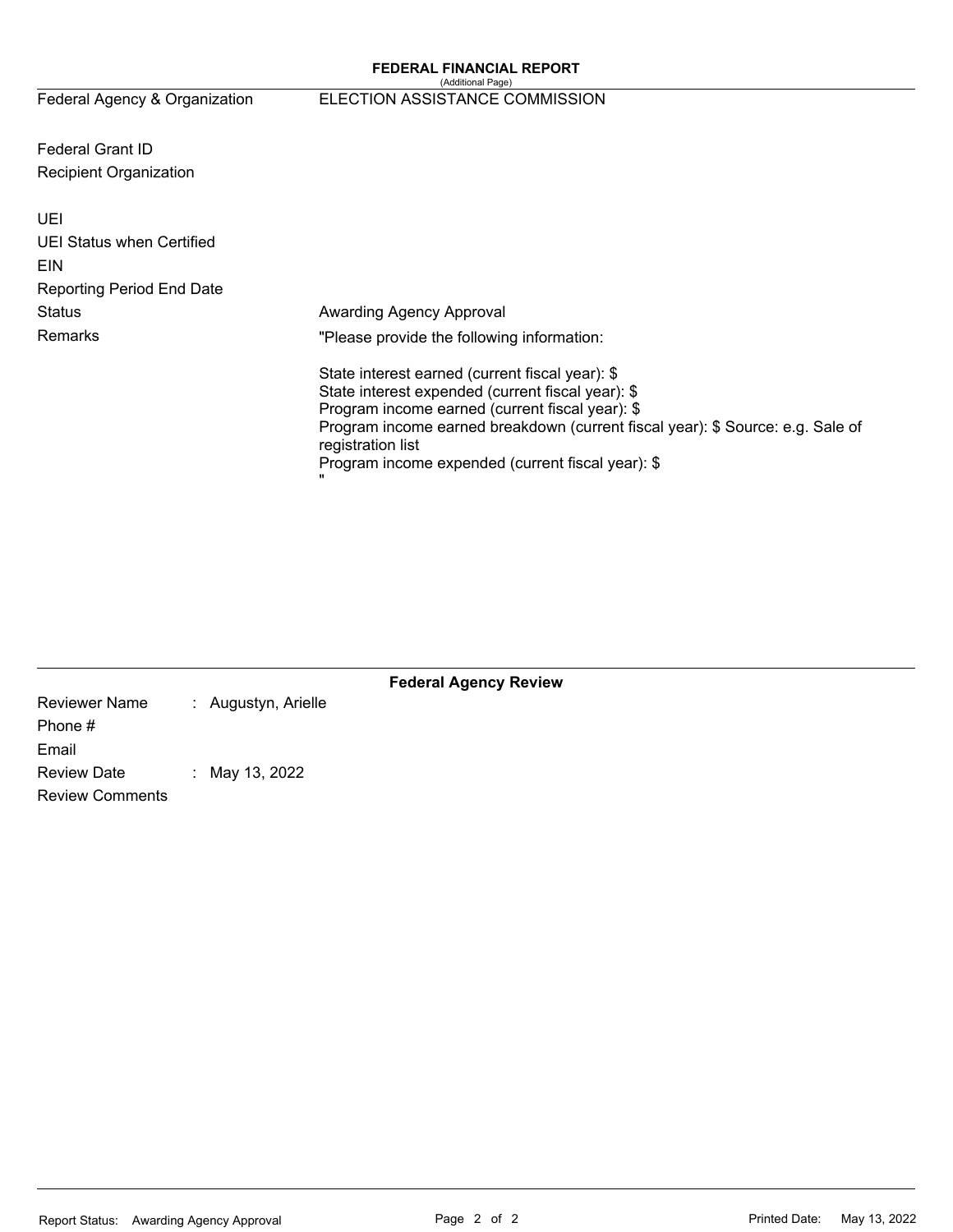# FEDERAL FINANCIAL REPORT

(Additional Page)

| | |
|---|---|
| Federal Agency & Organization | ELECTION ASSISTANCE COMMISSION |
| Federal Grant ID | |
| Recipient Organization | |
| UEI | |
| UEI Status when Certified | |
| EIN | |
| Reporting Period End Date | |
| Status | Awarding Agency Approval |
| Remarks | "Please provide the following information:<br><br>State interest earned (current fiscal year): $<br>State interest expended (current fiscal year): $<br>Program income earned (current fiscal year): $<br>Program income earned breakdown (current fiscal year): $ Source: e.g. Sale of registration list<br>Program income expended (current fiscal year): $<br>" |

## Federal Agency Review

| | |
|---|---|
| Reviewer Name | : Augustyn, Arielle |
| Phone # | |
| Email | |
| Review Date | : May 13, 2022 |
| Review Comments | |

Report Status: Awarding Agency Approval

Printed Date: May 13, 2022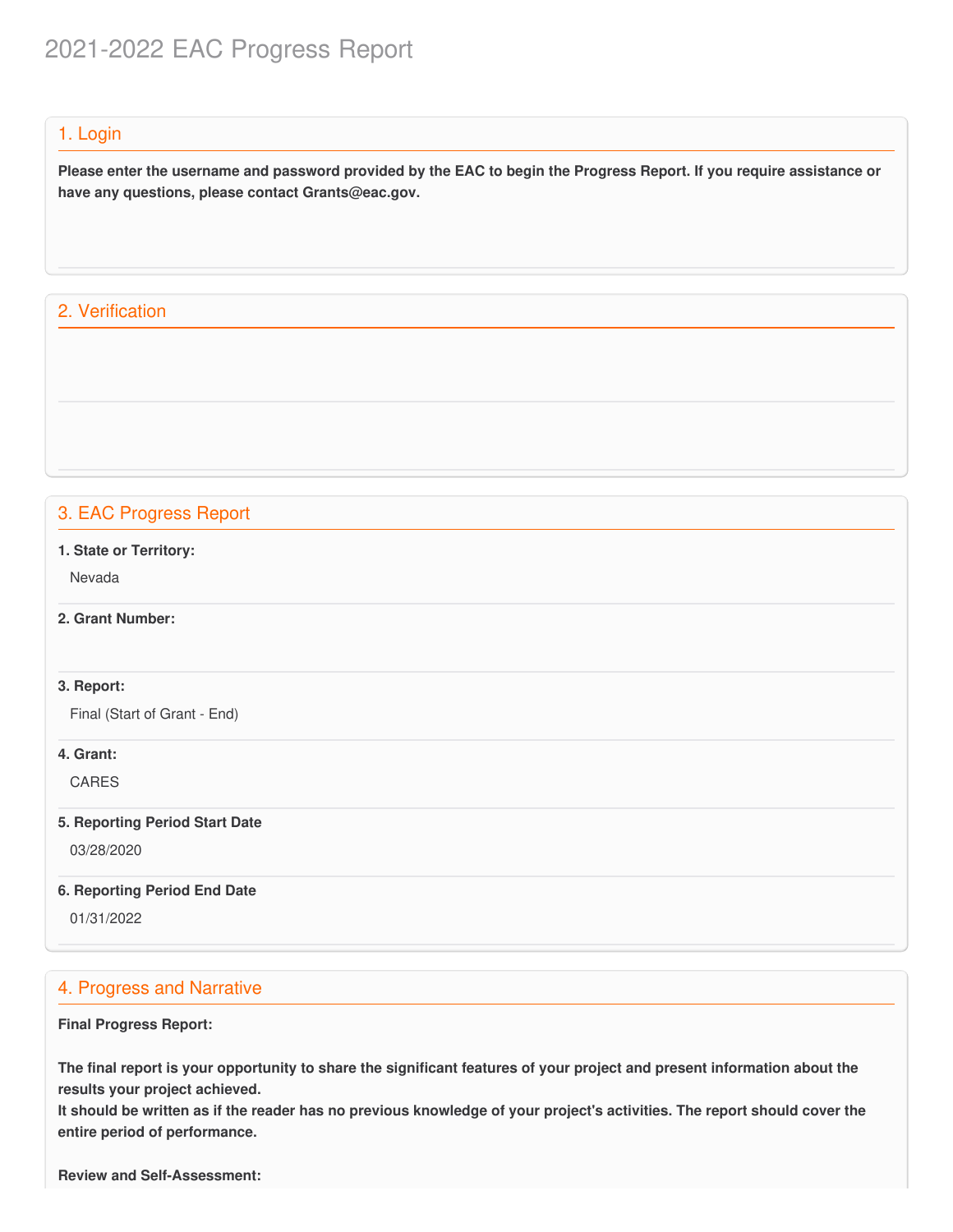# 2021-2022 EAC Progress Report

## 1. Login

**Please enter the username and password provided by the EAC to begin the Progress Report. If you require assistance or have any questions, please contact Grants@eac.gov.**

## 2. Verification

## 3. EAC Progress Report

**1. State or Territory:**

Nevada

**2. Grant Number:**

**3. Report:**

Final (Start of Grant - End)

**4. Grant:**

CARES

**5. Reporting Period Start Date**

03/28/2020

**6. Reporting Period End Date**

01/31/2022

## 4. Progress and Narrative

**Final Progress Report:**

**The final report is your opportunity to share the significant features of your project and present information about the results your project achieved.**
**It should be written as if the reader has no previous knowledge of your project's activities. The report should cover the entire period of performance.**

**Review and Self-Assessment:**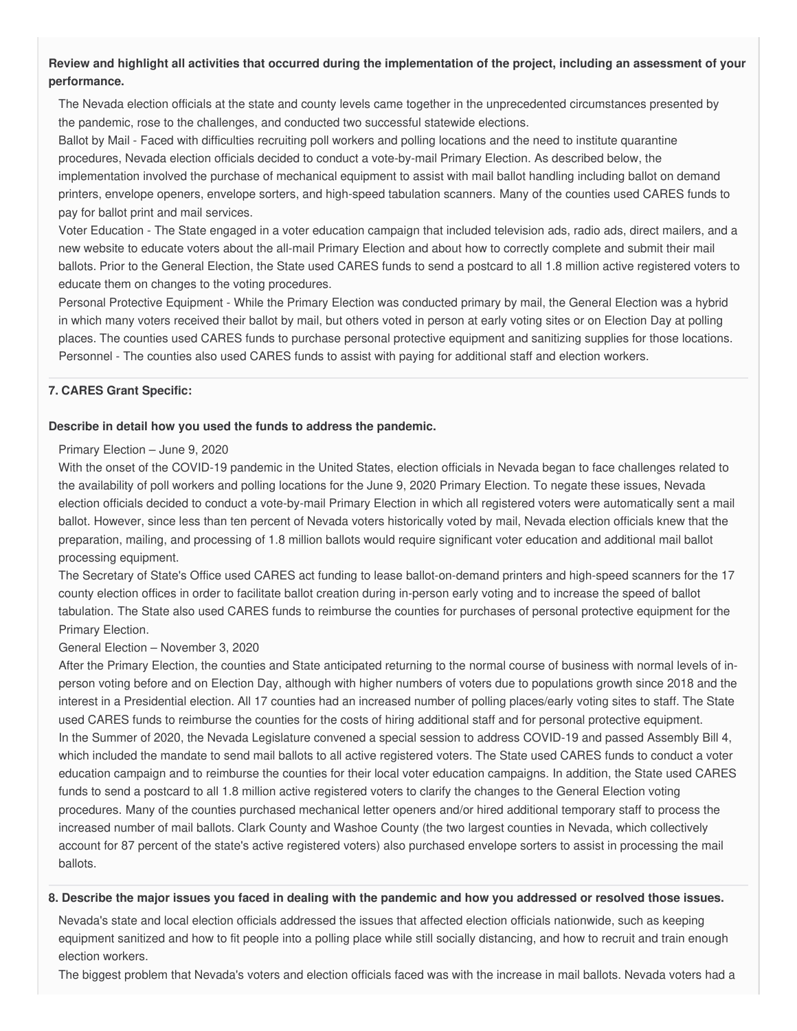**Review and highlight all activities that occurred during the implementation of the project, including an assessment of your performance.**

The Nevada election officials at the state and county levels came together in the unprecedented circumstances presented by the pandemic, rose to the challenges, and conducted two successful statewide elections.

Ballot by Mail - Faced with difficulties recruiting poll workers and polling locations and the need to institute quarantine procedures, Nevada election officials decided to conduct a vote-by-mail Primary Election. As described below, the implementation involved the purchase of mechanical equipment to assist with mail ballot handling including ballot on demand printers, envelope openers, envelope sorters, and high-speed tabulation scanners. Many of the counties used CARES funds to pay for ballot print and mail services.

Voter Education - The State engaged in a voter education campaign that included television ads, radio ads, direct mailers, and a new website to educate voters about the all-mail Primary Election and about how to correctly complete and submit their mail ballots. Prior to the General Election, the State used CARES funds to send a postcard to all 1.8 million active registered voters to educate them on changes to the voting procedures.

Personal Protective Equipment - While the Primary Election was conducted primary by mail, the General Election was a hybrid in which many voters received their ballot by mail, but others voted in person at early voting sites or on Election Day at polling places. The counties used CARES funds to purchase personal protective equipment and sanitizing supplies for those locations.

Personnel - The counties also used CARES funds to assist with paying for additional staff and election workers.

**7. CARES Grant Specific:**

**Describe in detail how you used the funds to address the pandemic.**

Primary Election – June 9, 2020

With the onset of the COVID-19 pandemic in the United States, election officials in Nevada began to face challenges related to the availability of poll workers and polling locations for the June 9, 2020 Primary Election. To negate these issues, Nevada election officials decided to conduct a vote-by-mail Primary Election in which all registered voters were automatically sent a mail ballot. However, since less than ten percent of Nevada voters historically voted by mail, Nevada election officials knew that the preparation, mailing, and processing of 1.8 million ballots would require significant voter education and additional mail ballot processing equipment.

The Secretary of State's Office used CARES act funding to lease ballot-on-demand printers and high-speed scanners for the 17 county election offices in order to facilitate ballot creation during in-person early voting and to increase the speed of ballot tabulation. The State also used CARES funds to reimburse the counties for purchases of personal protective equipment for the Primary Election.

General Election – November 3, 2020

After the Primary Election, the counties and State anticipated returning to the normal course of business with normal levels of in-person voting before and on Election Day, although with higher numbers of voters due to populations growth since 2018 and the interest in a Presidential election. All 17 counties had an increased number of polling places/early voting sites to staff. The State used CARES funds to reimburse the counties for the costs of hiring additional staff and for personal protective equipment.

In the Summer of 2020, the Nevada Legislature convened a special session to address COVID-19 and passed Assembly Bill 4, which included the mandate to send mail ballots to all active registered voters. The State used CARES funds to conduct a voter education campaign and to reimburse the counties for their local voter education campaigns. In addition, the State used CARES funds to send a postcard to all 1.8 million active registered voters to clarify the changes to the General Election voting procedures. Many of the counties purchased mechanical letter openers and/or hired additional temporary staff to process the increased number of mail ballots. Clark County and Washoe County (the two largest counties in Nevada, which collectively account for 87 percent of the state's active registered voters) also purchased envelope sorters to assist in processing the mail ballots.

**8. Describe the major issues you faced in dealing with the pandemic and how you addressed or resolved those issues.**

Nevada's state and local election officials addressed the issues that affected election officials nationwide, such as keeping equipment sanitized and how to fit people into a polling place while still socially distancing, and how to recruit and train enough election workers.

The biggest problem that Nevada's voters and election officials faced was with the increase in mail ballots. Nevada voters had a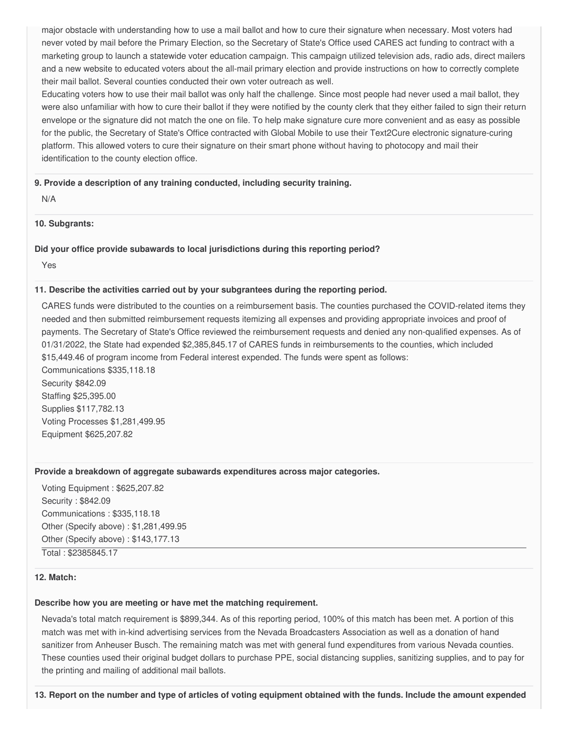major obstacle with understanding how to use a mail ballot and how to cure their signature when necessary. Most voters had never voted by mail before the Primary Election, so the Secretary of State's Office used CARES act funding to contract with a marketing group to launch a statewide voter education campaign. This campaign utilized television ads, radio ads, direct mailers and a new website to educated voters about the all-mail primary election and provide instructions on how to correctly complete their mail ballot. Several counties conducted their own voter outreach as well.

Educating voters how to use their mail ballot was only half the challenge. Since most people had never used a mail ballot, they were also unfamiliar with how to cure their ballot if they were notified by the county clerk that they either failed to sign their return envelope or the signature did not match the one on file. To help make signature cure more convenient and as easy as possible for the public, the Secretary of State's Office contracted with Global Mobile to use their Text2Cure electronic signature-curing platform. This allowed voters to cure their signature on their smart phone without having to photocopy and mail their identification to the county election office.

**9. Provide a description of any training conducted, including security training.**

N/A

**10. Subgrants:**

**Did your office provide subawards to local jurisdictions during this reporting period?**

Yes

**11. Describe the activities carried out by your subgrantees during the reporting period.**

CARES funds were distributed to the counties on a reimbursement basis. The counties purchased the COVID-related items they needed and then submitted reimbursement requests itemizing all expenses and providing appropriate invoices and proof of payments. The Secretary of State's Office reviewed the reimbursement requests and denied any non-qualified expenses. As of 01/31/2022, the State had expended $2,385,845.17 of CARES funds in reimbursements to the counties, which included $15,449.46 of program income from Federal interest expended. The funds were spent as follows:

Communications $335,118.18
Security $842.09
Staffing $25,395.00
Supplies $117,782.13
Voting Processes $1,281,499.95
Equipment $625,207.82

**Provide a breakdown of aggregate subawards expenditures across major categories.**

Voting Equipment : $625,207.82
Security : $842.09
Communications : $335,118.18
Other (Specify above) : $1,281,499.95
Other (Specify above) : $143,177.13

Total : $2385845.17

**12. Match:**

**Describe how you are meeting or have met the matching requirement.**

Nevada's total match requirement is $899,344. As of this reporting period, 100% of this match has been met. A portion of this match was met with in-kind advertising services from the Nevada Broadcasters Association as well as a donation of hand sanitizer from Anheuser Busch. The remaining match was met with general fund expenditures from various Nevada counties. These counties used their original budget dollars to purchase PPE, social distancing supplies, sanitizing supplies, and to pay for the printing and mailing of additional mail ballots.

**13. Report on the number and type of articles of voting equipment obtained with the funds. Include the amount expended**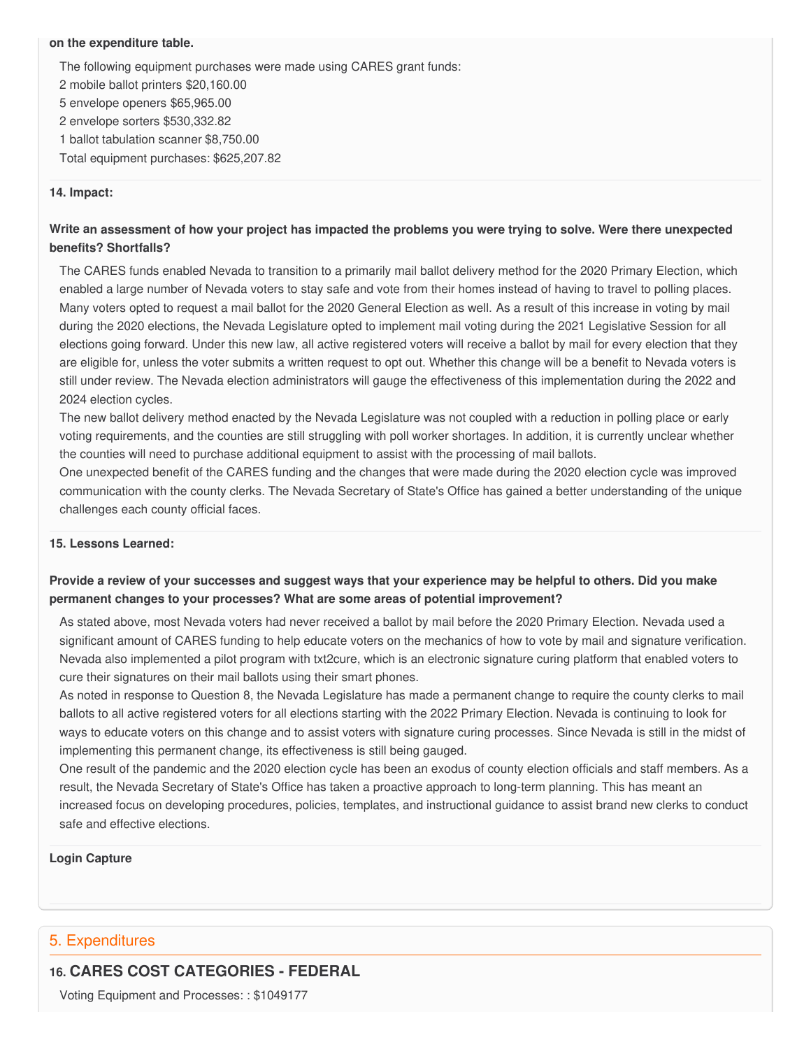**on the expenditure table.**

The following equipment purchases were made using CARES grant funds:
2 mobile ballot printers $20,160.00
5 envelope openers $65,965.00
2 envelope sorters $530,332.82
1 ballot tabulation scanner $8,750.00
Total equipment purchases: $625,207.82

**14. Impact:**

**Write an assessment of how your project has impacted the problems you were trying to solve. Were there unexpected benefits? Shortfalls?**

The CARES funds enabled Nevada to transition to a primarily mail ballot delivery method for the 2020 Primary Election, which enabled a large number of Nevada voters to stay safe and vote from their homes instead of having to travel to polling places. Many voters opted to request a mail ballot for the 2020 General Election as well. As a result of this increase in voting by mail during the 2020 elections, the Nevada Legislature opted to implement mail voting during the 2021 Legislative Session for all elections going forward. Under this new law, all active registered voters will receive a ballot by mail for every election that they are eligible for, unless the voter submits a written request to opt out. Whether this change will be a benefit to Nevada voters is still under review. The Nevada election administrators will gauge the effectiveness of this implementation during the 2022 and 2024 election cycles.
The new ballot delivery method enacted by the Nevada Legislature was not coupled with a reduction in polling place or early voting requirements, and the counties are still struggling with poll worker shortages. In addition, it is currently unclear whether the counties will need to purchase additional equipment to assist with the processing of mail ballots.
One unexpected benefit of the CARES funding and the changes that were made during the 2020 election cycle was improved communication with the county clerks. The Nevada Secretary of State's Office has gained a better understanding of the unique challenges each county official faces.

**15. Lessons Learned:**

**Provide a review of your successes and suggest ways that your experience may be helpful to others. Did you make permanent changes to your processes? What are some areas of potential improvement?**

As stated above, most Nevada voters had never received a ballot by mail before the 2020 Primary Election. Nevada used a significant amount of CARES funding to help educate voters on the mechanics of how to vote by mail and signature verification. Nevada also implemented a pilot program with txt2cure, which is an electronic signature curing platform that enabled voters to cure their signatures on their mail ballots using their smart phones.
As noted in response to Question 8, the Nevada Legislature has made a permanent change to require the county clerks to mail ballots to all active registered voters for all elections starting with the 2022 Primary Election. Nevada is continuing to look for ways to educate voters on this change and to assist voters with signature curing processes. Since Nevada is still in the midst of implementing this permanent change, its effectiveness is still being gauged.
One result of the pandemic and the 2020 election cycle has been an exodus of county election officials and staff members. As a result, the Nevada Secretary of State's Office has taken a proactive approach to long-term planning. This has meant an increased focus on developing procedures, policies, templates, and instructional guidance to assist brand new clerks to conduct safe and effective elections.

**Login Capture**

## 5. Expenditures

### 16. CARES COST CATEGORIES - FEDERAL

Voting Equipment and Processes: : $1049177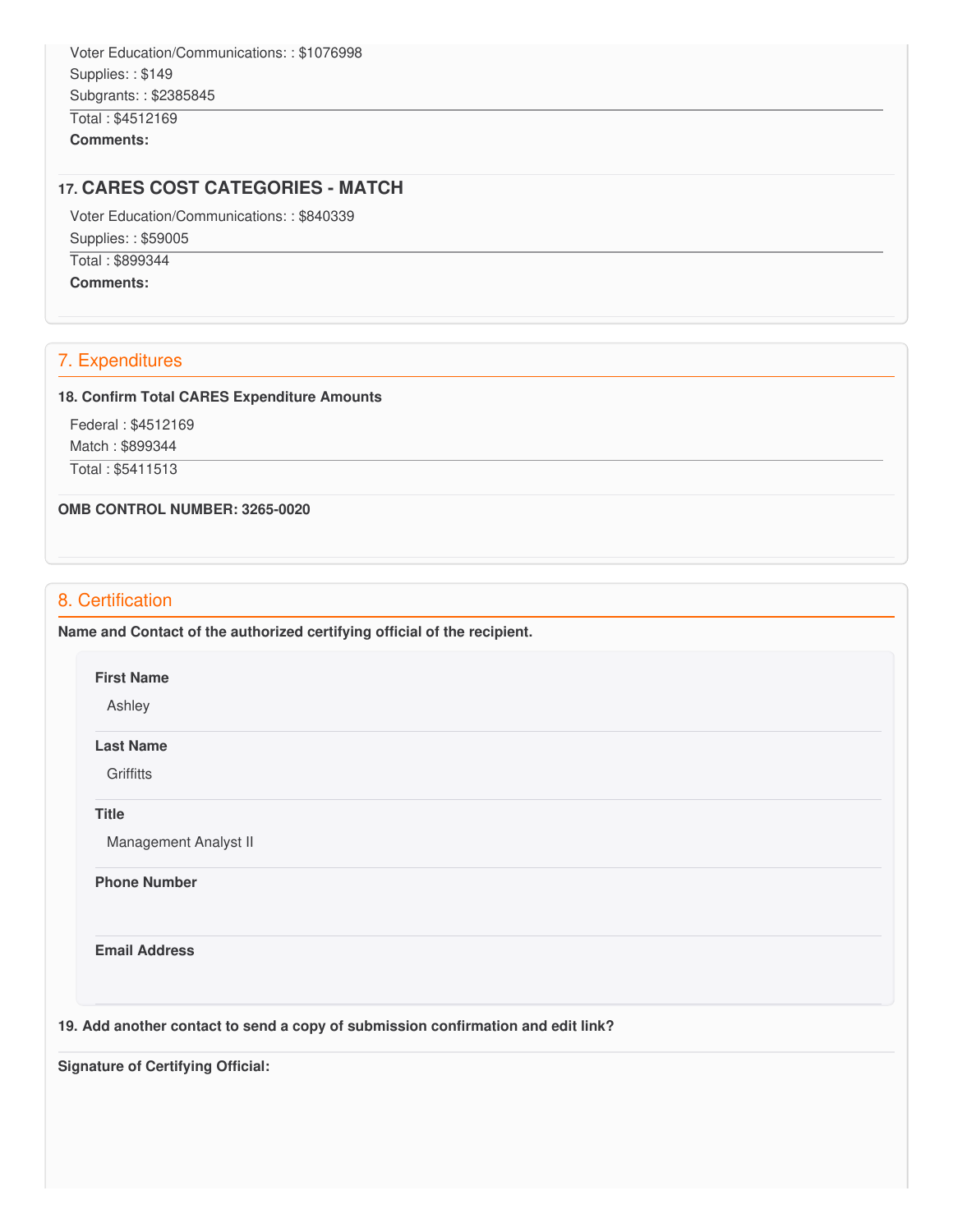Voter Education/Communications: : $1076998

Supplies: : $149

Subgrants: : $2385845

Total : $4512169

**Comments:**

### 17. CARES COST CATEGORIES - MATCH

Voter Education/Communications: : $840339

Supplies: : $59005

Total : $899344

**Comments:**

## 7. Expenditures

**18. Confirm Total CARES Expenditure Amounts**

Federal : $4512169

Match : $899344

Total : $5411513

**OMB CONTROL NUMBER: 3265-0020**

## 8. Certification

**Name and Contact of the authorized certifying official of the recipient.**

**First Name**

Ashley

**Last Name**

Griffitts

**Title**

Management Analyst II

**Phone Number**

**Email Address**

**19. Add another contact to send a copy of submission confirmation and edit link?**

**Signature of Certifying Official:**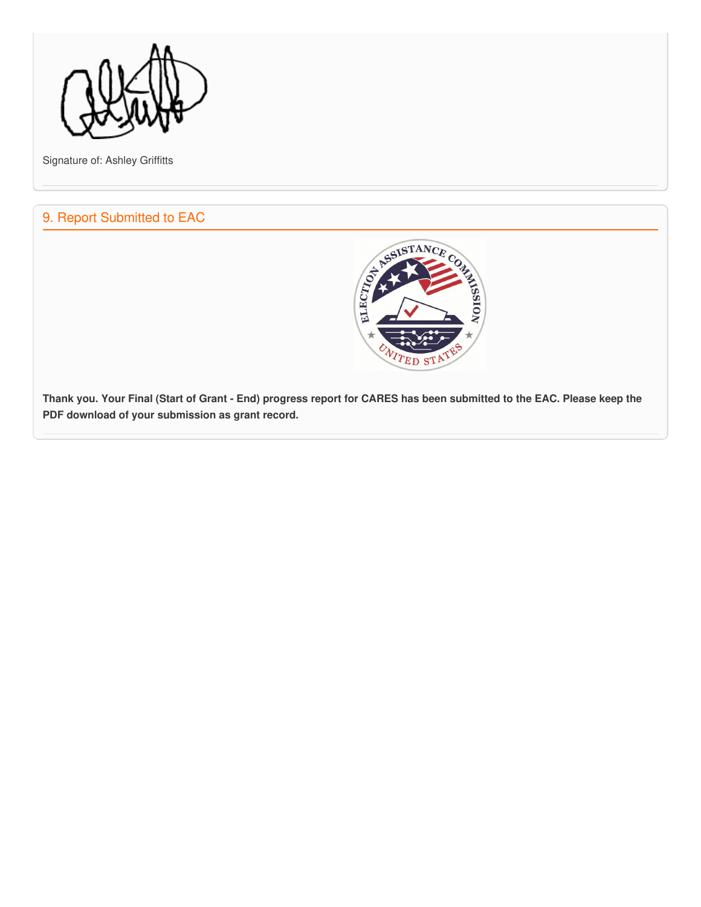Signature of: Ashley Griffitts

## 9. Report Submitted to EAC

**Thank you. Your Final (Start of Grant - End) progress report for CARES has been submitted to the EAC. Please keep the PDF download of your submission as grant record.**